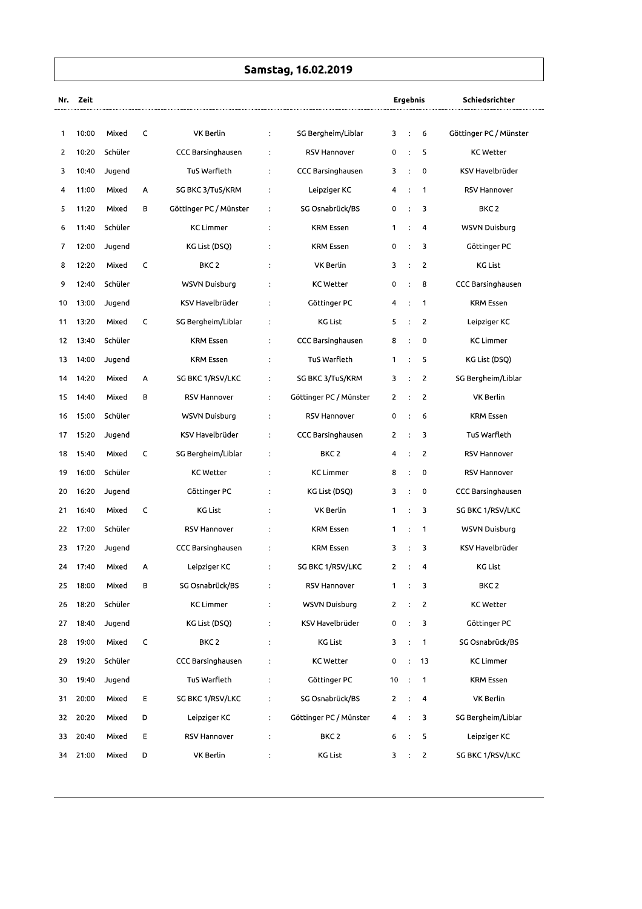# Samstag, 16.02.2019

| Nr. | Zeit | | | | | | Ergebnis | | | Schiedsrichter |
|---|---|---|---|---|---|---|---|---|---|---|
| 1 | 10:00 | Mixed | C | VK Berlin | : | SG Bergheim/Liblar | 3 | : | 6 | Göttinger PC / Münster |
| 2 | 10:20 | Schüler | | CCC Barsinghausen | : | RSV Hannover | 0 | : | 5 | KC Wetter |
| 3 | 10:40 | Jugend | | TuS Warfleth | : | CCC Barsinghausen | 3 | : | 0 | KSV Havelbrüder |
| 4 | 11:00 | Mixed | A | SG BKC 3/TuS/KRM | : | Leipziger KC | 4 | : | 1 | RSV Hannover |
| 5 | 11:20 | Mixed | B | Göttinger PC / Münster | : | SG Osnabrück/BS | 0 | : | 3 | BKC 2 |
| 6 | 11:40 | Schüler | | KC Limmer | : | KRM Essen | 1 | : | 4 | WSVN Duisburg |
| 7 | 12:00 | Jugend | | KG List (DSQ) | : | KRM Essen | 0 | : | 3 | Göttinger PC |
| 8 | 12:20 | Mixed | C | BKC 2 | : | VK Berlin | 3 | : | 2 | KG List |
| 9 | 12:40 | Schüler | | WSVN Duisburg | : | KC Wetter | 0 | : | 8 | CCC Barsinghausen |
| 10 | 13:00 | Jugend | | KSV Havelbrüder | : | Göttinger PC | 4 | : | 1 | KRM Essen |
| 11 | 13:20 | Mixed | C | SG Bergheim/Liblar | : | KG List | 5 | : | 2 | Leipziger KC |
| 12 | 13:40 | Schüler | | KRM Essen | : | CCC Barsinghausen | 8 | : | 0 | KC Limmer |
| 13 | 14:00 | Jugend | | KRM Essen | : | TuS Warfleth | 1 | : | 5 | KG List (DSQ) |
| 14 | 14:20 | Mixed | A | SG BKC 1/RSV/LKC | : | SG BKC 3/TuS/KRM | 3 | : | 2 | SG Bergheim/Liblar |
| 15 | 14:40 | Mixed | B | RSV Hannover | : | Göttinger PC / Münster | 2 | : | 2 | VK Berlin |
| 16 | 15:00 | Schüler | | WSVN Duisburg | : | RSV Hannover | 0 | : | 6 | KRM Essen |
| 17 | 15:20 | Jugend | | KSV Havelbrüder | : | CCC Barsinghausen | 2 | : | 3 | TuS Warfleth |
| 18 | 15:40 | Mixed | C | SG Bergheim/Liblar | : | BKC 2 | 4 | : | 2 | RSV Hannover |
| 19 | 16:00 | Schüler | | KC Wetter | : | KC Limmer | 8 | : | 0 | RSV Hannover |
| 20 | 16:20 | Jugend | | Göttinger PC | : | KG List (DSQ) | 3 | : | 0 | CCC Barsinghausen |
| 21 | 16:40 | Mixed | C | KG List | : | VK Berlin | 1 | : | 3 | SG BKC 1/RSV/LKC |
| 22 | 17:00 | Schüler | | RSV Hannover | : | KRM Essen | 1 | : | 1 | WSVN Duisburg |
| 23 | 17:20 | Jugend | | CCC Barsinghausen | : | KRM Essen | 3 | : | 3 | KSV Havelbrüder |
| 24 | 17:40 | Mixed | A | Leipziger KC | : | SG BKC 1/RSV/LKC | 2 | : | 4 | KG List |
| 25 | 18:00 | Mixed | B | SG Osnabrück/BS | : | RSV Hannover | 1 | : | 3 | BKC 2 |
| 26 | 18:20 | Schüler | | KC Limmer | : | WSVN Duisburg | 2 | : | 2 | KC Wetter |
| 27 | 18:40 | Jugend | | KG List (DSQ) | : | KSV Havelbrüder | 0 | : | 3 | Göttinger PC |
| 28 | 19:00 | Mixed | C | BKC 2 | : | KG List | 3 | : | 1 | SG Osnabrück/BS |
| 29 | 19:20 | Schüler | | CCC Barsinghausen | : | KC Wetter | 0 | : | 13 | KC Limmer |
| 30 | 19:40 | Jugend | | TuS Warfleth | : | Göttinger PC | 10 | : | 1 | KRM Essen |
| 31 | 20:00 | Mixed | E | SG BKC 1/RSV/LKC | : | SG Osnabrück/BS | 2 | : | 4 | VK Berlin |
| 32 | 20:20 | Mixed | D | Leipziger KC | : | Göttinger PC / Münster | 4 | : | 3 | SG Bergheim/Liblar |
| 33 | 20:40 | Mixed | E | RSV Hannover | : | BKC 2 | 6 | : | 5 | Leipziger KC |
| 34 | 21:00 | Mixed | D | VK Berlin | : | KG List | 3 | : | 2 | SG BKC 1/RSV/LKC |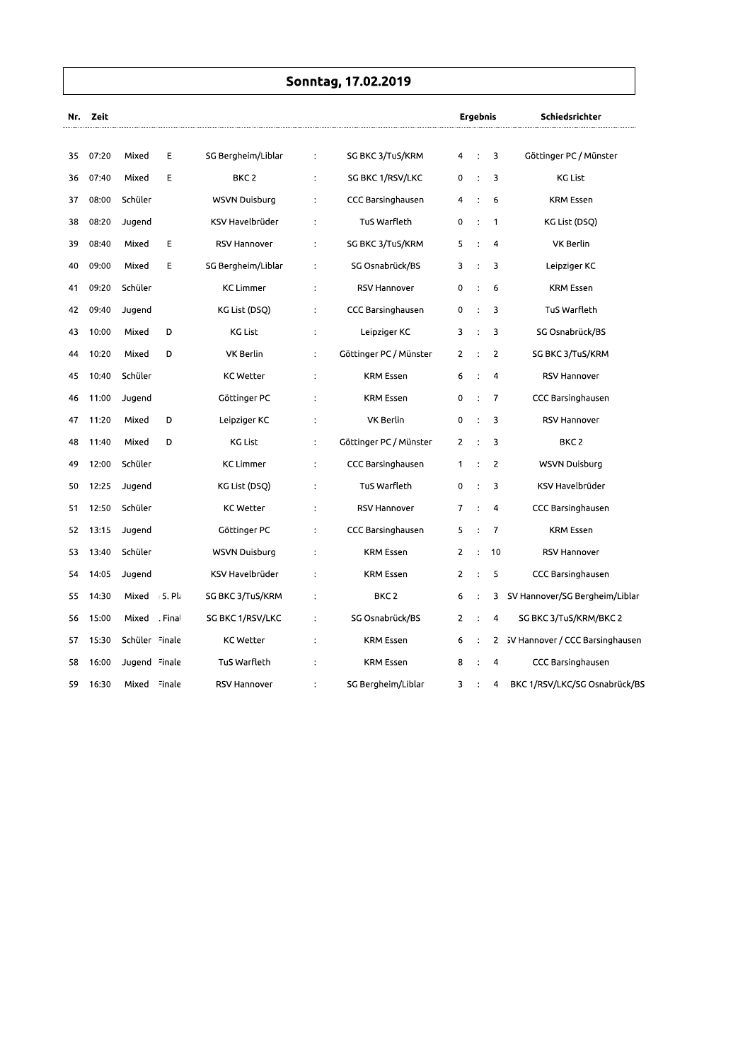## Sonntag, 17.02.2019

| Nr. | Zeit | | | | | | Ergebnis | | | Schiedsrichter |
|---|---|---|---|---|---|---|---|---|---|---|
| 35 | 07:20 | Mixed | E | SG Bergheim/Liblar | : | SG BKC 3/TuS/KRM | 4 | : | 3 | Göttinger PC / Münster |
| 36 | 07:40 | Mixed | E | BKC 2 | : | SG BKC 1/RSV/LKC | 0 | : | 3 | KG List |
| 37 | 08:00 | Schüler | | WSVN Duisburg | : | CCC Barsinghausen | 4 | : | 6 | KRM Essen |
| 38 | 08:20 | Jugend | | KSV Havelbrüder | : | TuS Warfleth | 0 | : | 1 | KG List (DSQ) |
| 39 | 08:40 | Mixed | E | RSV Hannover | : | SG BKC 3/TuS/KRM | 5 | : | 4 | VK Berlin |
| 40 | 09:00 | Mixed | E | SG Bergheim/Liblar | : | SG Osnabrück/BS | 3 | : | 3 | Leipziger KC |
| 41 | 09:20 | Schüler | | KC Limmer | : | RSV Hannover | 0 | : | 6 | KRM Essen |
| 42 | 09:40 | Jugend | | KG List (DSQ) | : | CCC Barsinghausen | 0 | : | 3 | TuS Warfleth |
| 43 | 10:00 | Mixed | D | KG List | : | Leipziger KC | 3 | : | 3 | SG Osnabrück/BS |
| 44 | 10:20 | Mixed | D | VK Berlin | : | Göttinger PC / Münster | 2 | : | 2 | SG BKC 3/TuS/KRM |
| 45 | 10:40 | Schüler | | KC Wetter | : | KRM Essen | 6 | : | 4 | RSV Hannover |
| 46 | 11:00 | Jugend | | Göttinger PC | : | KRM Essen | 0 | : | 7 | CCC Barsinghausen |
| 47 | 11:20 | Mixed | D | Leipziger KC | : | VK Berlin | 0 | : | 3 | RSV Hannover |
| 48 | 11:40 | Mixed | D | KG List | : | Göttinger PC / Münster | 2 | : | 3 | BKC 2 |
| 49 | 12:00 | Schüler | | KC Limmer | : | CCC Barsinghausen | 1 | : | 2 | WSVN Duisburg |
| 50 | 12:25 | Jugend | | KG List (DSQ) | : | TuS Warfleth | 0 | : | 3 | KSV Havelbrüder |
| 51 | 12:50 | Schüler | | KC Wetter | : | RSV Hannover | 7 | : | 4 | CCC Barsinghausen |
| 52 | 13:15 | Jugend | | Göttinger PC | : | CCC Barsinghausen | 5 | : | 7 | KRM Essen |
| 53 | 13:40 | Schüler | | WSVN Duisburg | : | KRM Essen | 2 | : | 10 | RSV Hannover |
| 54 | 14:05 | Jugend | | KSV Havelbrüder | : | KRM Essen | 2 | : | 5 | CCC Barsinghausen |
| 55 | 14:30 | Mixed | 5. Pl. | SG BKC 3/TuS/KRM | : | BKC 2 | 6 | : | 3 | SV Hannover/SG Bergheim/Liblar |
| 56 | 15:00 | Mixed | . Final | SG BKC 1/RSV/LKC | : | SG Osnabrück/BS | 2 | : | 4 | SG BKC 3/TuS/KRM/BKC 2 |
| 57 | 15:30 | Schüler | Finale | KC Wetter | : | KRM Essen | 6 | : | 2 | SV Hannover / CCC Barsinghausen |
| 58 | 16:00 | Jugend | Finale | TuS Warfleth | : | KRM Essen | 8 | : | 4 | CCC Barsinghausen |
| 59 | 16:30 | Mixed | Finale | RSV Hannover | : | SG Bergheim/Liblar | 3 | : | 4 | BKC 1/RSV/LKC/SG Osnabrück/BS |